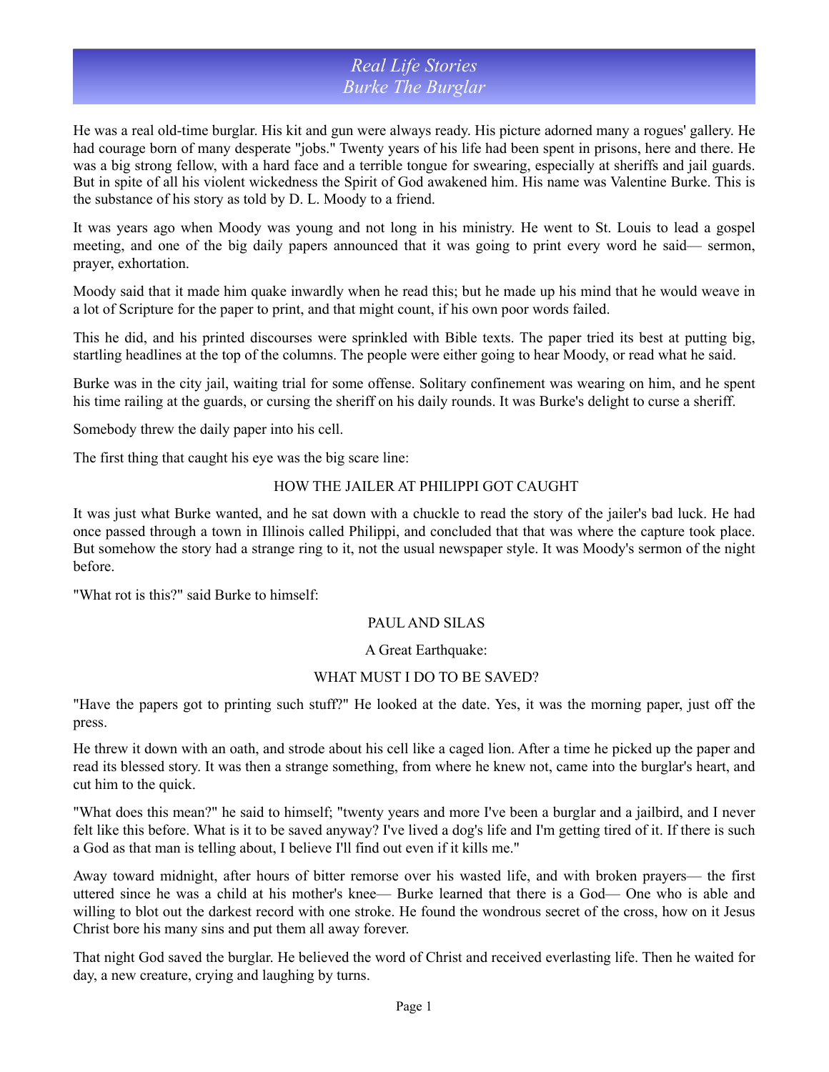# Real Life Stories
## Burke The Burglar

He was a real old-time burglar. His kit and gun were always ready. His picture adorned many a rogues' gallery. He had courage born of many desperate "jobs." Twenty years of his life had been spent in prisons, here and there. He was a big strong fellow, with a hard face and a terrible tongue for swearing, especially at sheriffs and jail guards. But in spite of all his violent wickedness the Spirit of God awakened him. His name was Valentine Burke. This is the substance of his story as told by D. L. Moody to a friend.

It was years ago when Moody was young and not long in his ministry. He went to St. Louis to lead a gospel meeting, and one of the big daily papers announced that it was going to print every word he said— sermon, prayer, exhortation.

Moody said that it made him quake inwardly when he read this; but he made up his mind that he would weave in a lot of Scripture for the paper to print, and that might count, if his own poor words failed.

This he did, and his printed discourses were sprinkled with Bible texts. The paper tried its best at putting big, startling headlines at the top of the columns. The people were either going to hear Moody, or read what he said.

Burke was in the city jail, waiting trial for some offense. Solitary confinement was wearing on him, and he spent his time railing at the guards, or cursing the sheriff on his daily rounds. It was Burke's delight to curse a sheriff.

Somebody threw the daily paper into his cell.

The first thing that caught his eye was the big scare line:

HOW THE JAILER AT PHILIPPI GOT CAUGHT

It was just what Burke wanted, and he sat down with a chuckle to read the story of the jailer's bad luck. He had once passed through a town in Illinois called Philippi, and concluded that that was where the capture took place. But somehow the story had a strange ring to it, not the usual newspaper style. It was Moody's sermon of the night before.

"What rot is this?" said Burke to himself:

PAUL AND SILAS

A Great Earthquake:

WHAT MUST I DO TO BE SAVED?

"Have the papers got to printing such stuff?" He looked at the date. Yes, it was the morning paper, just off the press.

He threw it down with an oath, and strode about his cell like a caged lion. After a time he picked up the paper and read its blessed story. It was then a strange something, from where he knew not, came into the burglar's heart, and cut him to the quick.

"What does this mean?" he said to himself; "twenty years and more I've been a burglar and a jailbird, and I never felt like this before. What is it to be saved anyway? I've lived a dog's life and I'm getting tired of it. If there is such a God as that man is telling about, I believe I'll find out even if it kills me."

Away toward midnight, after hours of bitter remorse over his wasted life, and with broken prayers— the first uttered since he was a child at his mother's knee— Burke learned that there is a God— One who is able and willing to blot out the darkest record with one stroke. He found the wondrous secret of the cross, how on it Jesus Christ bore his many sins and put them all away forever.

That night God saved the burglar. He believed the word of Christ and received everlasting life. Then he waited for day, a new creature, crying and laughing by turns.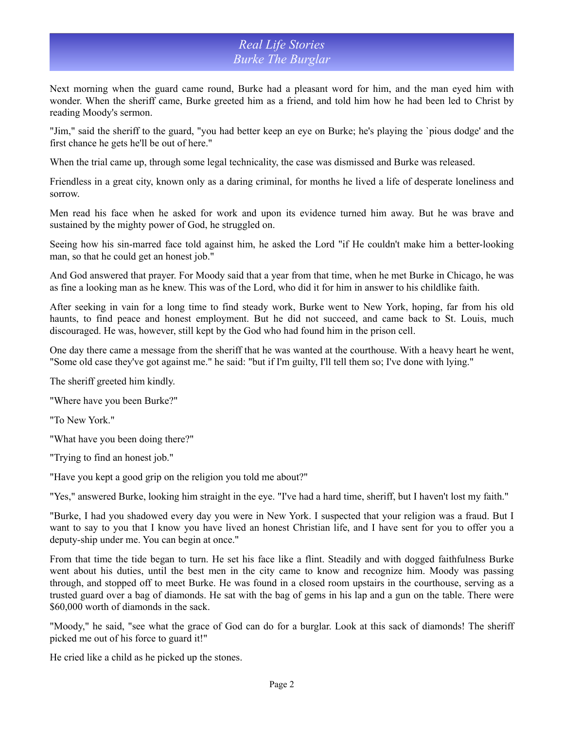Next morning when the guard came round, Burke had a pleasant word for him, and the man eyed him with wonder. When the sheriff came, Burke greeted him as a friend, and told him how he had been led to Christ by reading Moody's sermon.

"Jim," said the sheriff to the guard, "you had better keep an eye on Burke; he's playing the `pious dodge' and the first chance he gets he'll be out of here."

When the trial came up, through some legal technicality, the case was dismissed and Burke was released.

Friendless in a great city, known only as a daring criminal, for months he lived a life of desperate loneliness and sorrow.

Men read his face when he asked for work and upon its evidence turned him away. But he was brave and sustained by the mighty power of God, he struggled on.

Seeing how his sin-marred face told against him, he asked the Lord "if He couldn't make him a better-looking man, so that he could get an honest job."

And God answered that prayer. For Moody said that a year from that time, when he met Burke in Chicago, he was as fine a looking man as he knew. This was of the Lord, who did it for him in answer to his childlike faith.

After seeking in vain for a long time to find steady work, Burke went to New York, hoping, far from his old haunts, to find peace and honest employment. But he did not succeed, and came back to St. Louis, much discouraged. He was, however, still kept by the God who had found him in the prison cell.

One day there came a message from the sheriff that he was wanted at the courthouse. With a heavy heart he went, "Some old case they've got against me." he said: "but if I'm guilty, I'll tell them so; I've done with lying."

The sheriff greeted him kindly.

"Where have you been Burke?"

"To New York."

"What have you been doing there?"

"Trying to find an honest job."

"Have you kept a good grip on the religion you told me about?"

"Yes," answered Burke, looking him straight in the eye. "I've had a hard time, sheriff, but I haven't lost my faith."

"Burke, I had you shadowed every day you were in New York. I suspected that your religion was a fraud. But I want to say to you that I know you have lived an honest Christian life, and I have sent for you to offer you a deputy-ship under me. You can begin at once."

From that time the tide began to turn. He set his face like a flint. Steadily and with dogged faithfulness Burke went about his duties, until the best men in the city came to know and recognize him. Moody was passing through, and stopped off to meet Burke. He was found in a closed room upstairs in the courthouse, serving as a trusted guard over a bag of diamonds. He sat with the bag of gems in his lap and a gun on the table. There were $60,000 worth of diamonds in the sack.

"Moody," he said, "see what the grace of God can do for a burglar. Look at this sack of diamonds! The sheriff picked me out of his force to guard it!"

He cried like a child as he picked up the stones.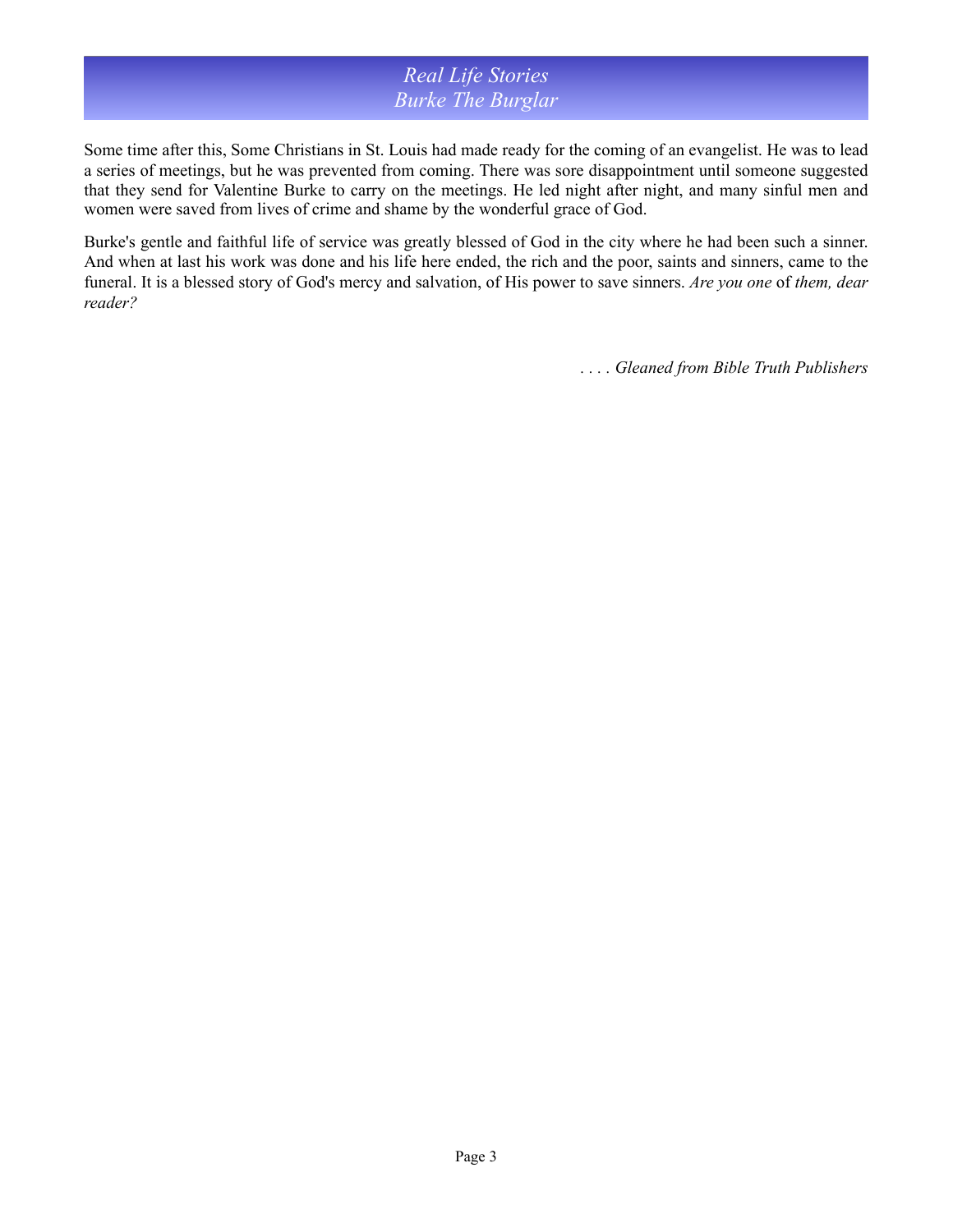Some time after this, Some Christians in St. Louis had made ready for the coming of an evangelist. He was to lead a series of meetings, but he was prevented from coming. There was sore disappointment until someone suggested that they send for Valentine Burke to carry on the meetings. He led night after night, and many sinful men and women were saved from lives of crime and shame by the wonderful grace of God.

Burke's gentle and faithful life of service was greatly blessed of God in the city where he had been such a sinner. And when at last his work was done and his life here ended, the rich and the poor, saints and sinners, came to the funeral. It is a blessed story of God's mercy and salvation, of His power to save sinners. *Are you one* of *them, dear reader?*

. . . . *Gleaned from Bible Truth Publishers*